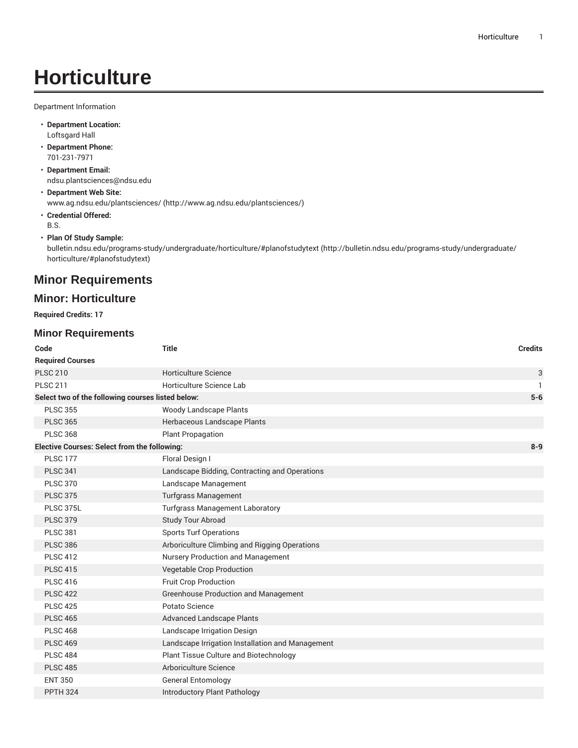# Horticulture

Department Information

- **Department Location:**
  Loftsgard Hall
- **Department Phone:**
  701-231-7971
- **Department Email:**
  ndsu.plantsciences@ndsu.edu
- **Department Web Site:**
  www.ag.ndsu.edu/plantsciences/ (http://www.ag.ndsu.edu/plantsciences/)
- **Credential Offered:**
  B.S.
- **Plan Of Study Sample:**
  bulletin.ndsu.edu/programs-study/undergraduate/horticulture/#planofstudytext (http://bulletin.ndsu.edu/programs-study/undergraduate/horticulture/#planofstudytext)

## Minor Requirements

## Minor: Horticulture

**Required Credits: 17**

### Minor Requirements

| Code | Title | Credits |
| --- | --- | --- |
| **Required Courses** | | |
| PLSC 210 | Horticulture Science | 3 |
| PLSC 211 | Horticulture Science Lab | 1 |
| **Select two of the following courses listed below:** | | **5-6** |
| PLSC 355 | Woody Landscape Plants | |
| PLSC 365 | Herbaceous Landscape Plants | |
| PLSC 368 | Plant Propagation | |
| **Elective Courses: Select from the following:** | | **8-9** |
| PLSC 177 | Floral Design I | |
| PLSC 341 | Landscape Bidding, Contracting and Operations | |
| PLSC 370 | Landscape Management | |
| PLSC 375 | Turfgrass Management | |
| PLSC 375L | Turfgrass Management Laboratory | |
| PLSC 379 | Study Tour Abroad | |
| PLSC 381 | Sports Turf Operations | |
| PLSC 386 | Arboriculture Climbing and Rigging Operations | |
| PLSC 412 | Nursery Production and Management | |
| PLSC 415 | Vegetable Crop Production | |
| PLSC 416 | Fruit Crop Production | |
| PLSC 422 | Greenhouse Production and Management | |
| PLSC 425 | Potato Science | |
| PLSC 465 | Advanced Landscape Plants | |
| PLSC 468 | Landscape Irrigation Design | |
| PLSC 469 | Landscape Irrigation Installation and Management | |
| PLSC 484 | Plant Tissue Culture and Biotechnology | |
| PLSC 485 | Arboriculture Science | |
| ENT 350 | General Entomology | |
| PPTH 324 | Introductory Plant Pathology | |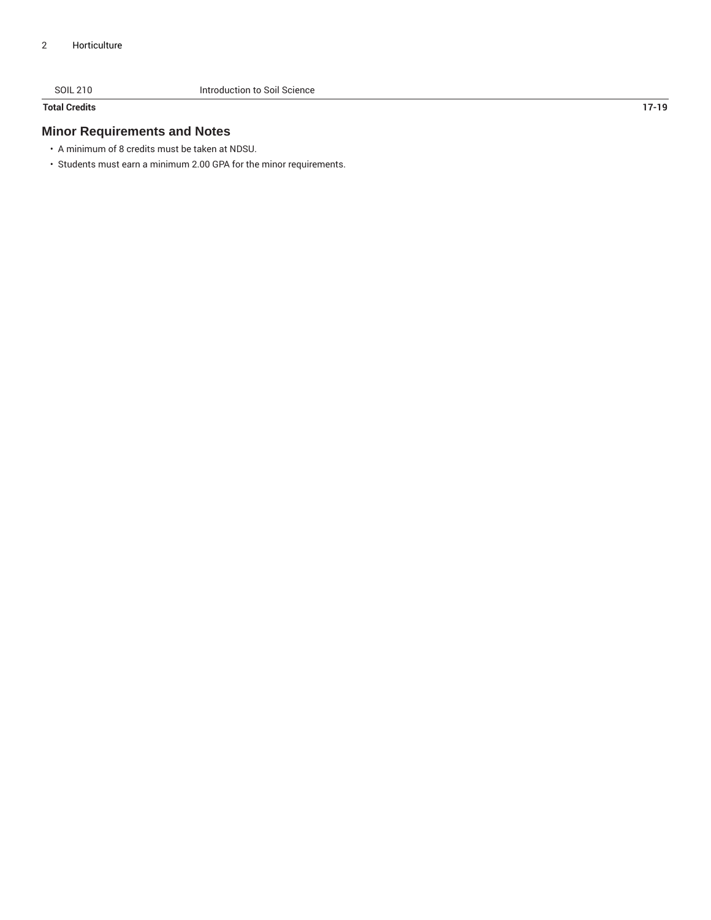| | | |
|---|---|---|
| SOIL 210 | Introduction to Soil Science | |
| **Total Credits** | | **17-19** |

## Minor Requirements and Notes

- A minimum of 8 credits must be taken at NDSU.
- Students must earn a minimum 2.00 GPA for the minor requirements.